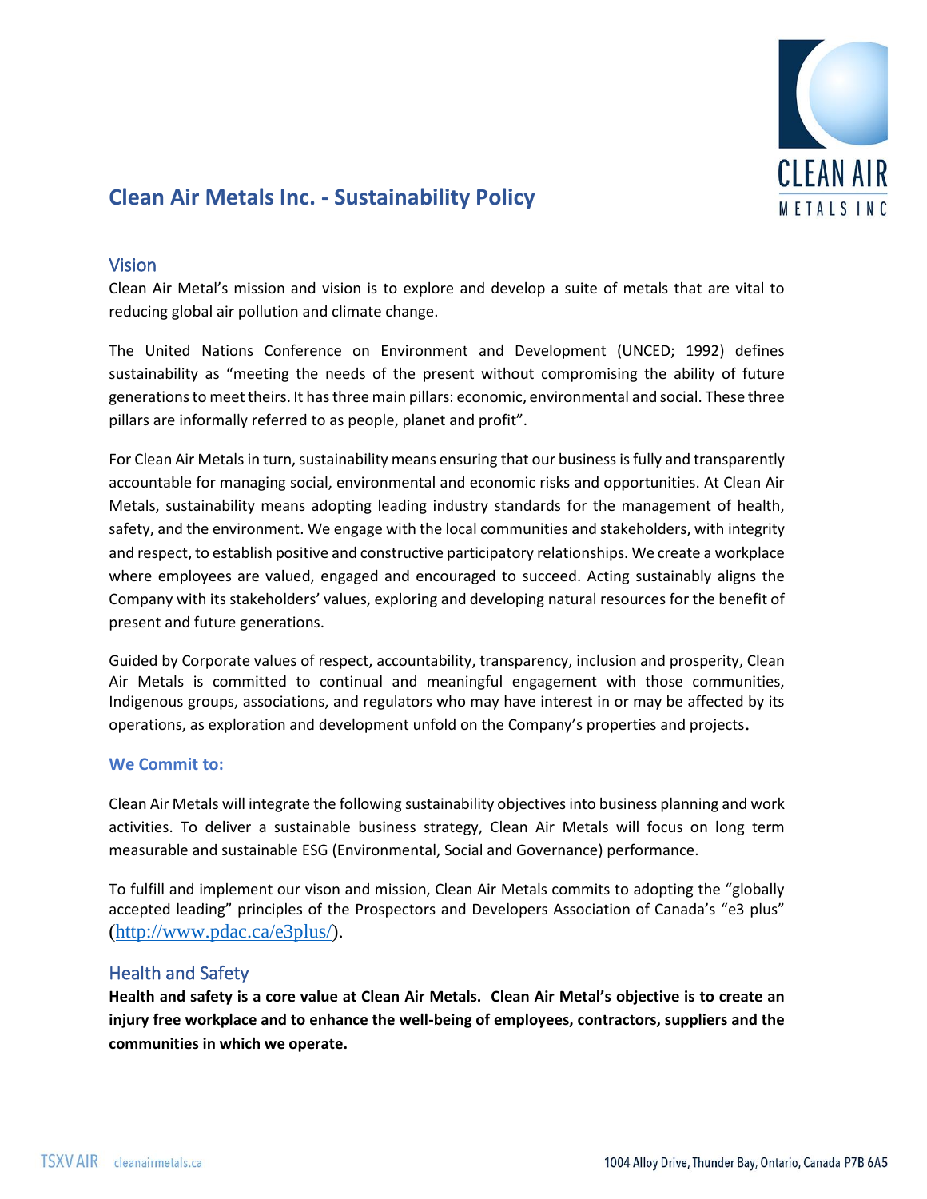# Clean Air Metals Inc. - Sustainability Policy

## Vision

Clean Air Metal's mission and vision is to explore and develop a suite of metals that are vital to reducing global air pollution and climate change.

The United Nations Conference on Environment and Development (UNCED; 1992) defines sustainability as "meeting the needs of the present without compromising the ability of future generations to meet theirs. It has three main pillars: economic, environmental and social. These three pillars are informally referred to as people, planet and profit".

For Clean Air Metals in turn, sustainability means ensuring that our business is fully and transparently accountable for managing social, environmental and economic risks and opportunities. At Clean Air Metals, sustainability means adopting leading industry standards for the management of health, safety, and the environment. We engage with the local communities and stakeholders, with integrity and respect, to establish positive and constructive participatory relationships. We create a workplace where employees are valued, engaged and encouraged to succeed. Acting sustainably aligns the Company with its stakeholders' values, exploring and developing natural resources for the benefit of present and future generations.

Guided by Corporate values of respect, accountability, transparency, inclusion and prosperity, Clean Air Metals is committed to continual and meaningful engagement with those communities, Indigenous groups, associations, and regulators who may have interest in or may be affected by its operations, as exploration and development unfold on the Company's properties and projects.

### We Commit to:

Clean Air Metals will integrate the following sustainability objectives into business planning and work activities. To deliver a sustainable business strategy, Clean Air Metals will focus on long term measurable and sustainable ESG (Environmental, Social and Governance) performance.

To fulfill and implement our vison and mission, Clean Air Metals commits to adopting the "globally accepted leading" principles of the Prospectors and Developers Association of Canada's "e3 plus" (http://www.pdac.ca/e3plus/).

## Health and Safety

**Health and safety is a core value at Clean Air Metals. Clean Air Metal's objective is to create an injury free workplace and to enhance the well-being of employees, contractors, suppliers and the communities in which we operate.**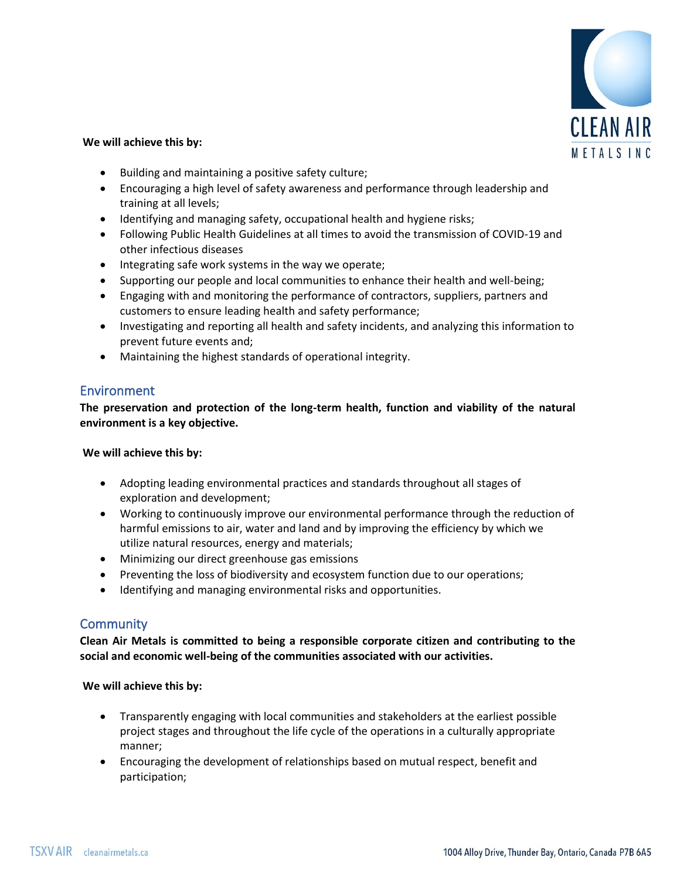**We will achieve this by:**

- Building and maintaining a positive safety culture;
- Encouraging a high level of safety awareness and performance through leadership and training at all levels;
- Identifying and managing safety, occupational health and hygiene risks;
- Following Public Health Guidelines at all times to avoid the transmission of COVID-19 and other infectious diseases
- Integrating safe work systems in the way we operate;
- Supporting our people and local communities to enhance their health and well-being;
- Engaging with and monitoring the performance of contractors, suppliers, partners and customers to ensure leading health and safety performance;
- Investigating and reporting all health and safety incidents, and analyzing this information to prevent future events and;
- Maintaining the highest standards of operational integrity.

## Environment

**The preservation and protection of the long-term health, function and viability of the natural environment is a key objective.**

**We will achieve this by:**

- Adopting leading environmental practices and standards throughout all stages of exploration and development;
- Working to continuously improve our environmental performance through the reduction of harmful emissions to air, water and land and by improving the efficiency by which we utilize natural resources, energy and materials;
- Minimizing our direct greenhouse gas emissions
- Preventing the loss of biodiversity and ecosystem function due to our operations;
- Identifying and managing environmental risks and opportunities.

## Community

**Clean Air Metals is committed to being a responsible corporate citizen and contributing to the social and economic well-being of the communities associated with our activities.**

**We will achieve this by:**

- Transparently engaging with local communities and stakeholders at the earliest possible project stages and throughout the life cycle of the operations in a culturally appropriate manner;
- Encouraging the development of relationships based on mutual respect, benefit and participation;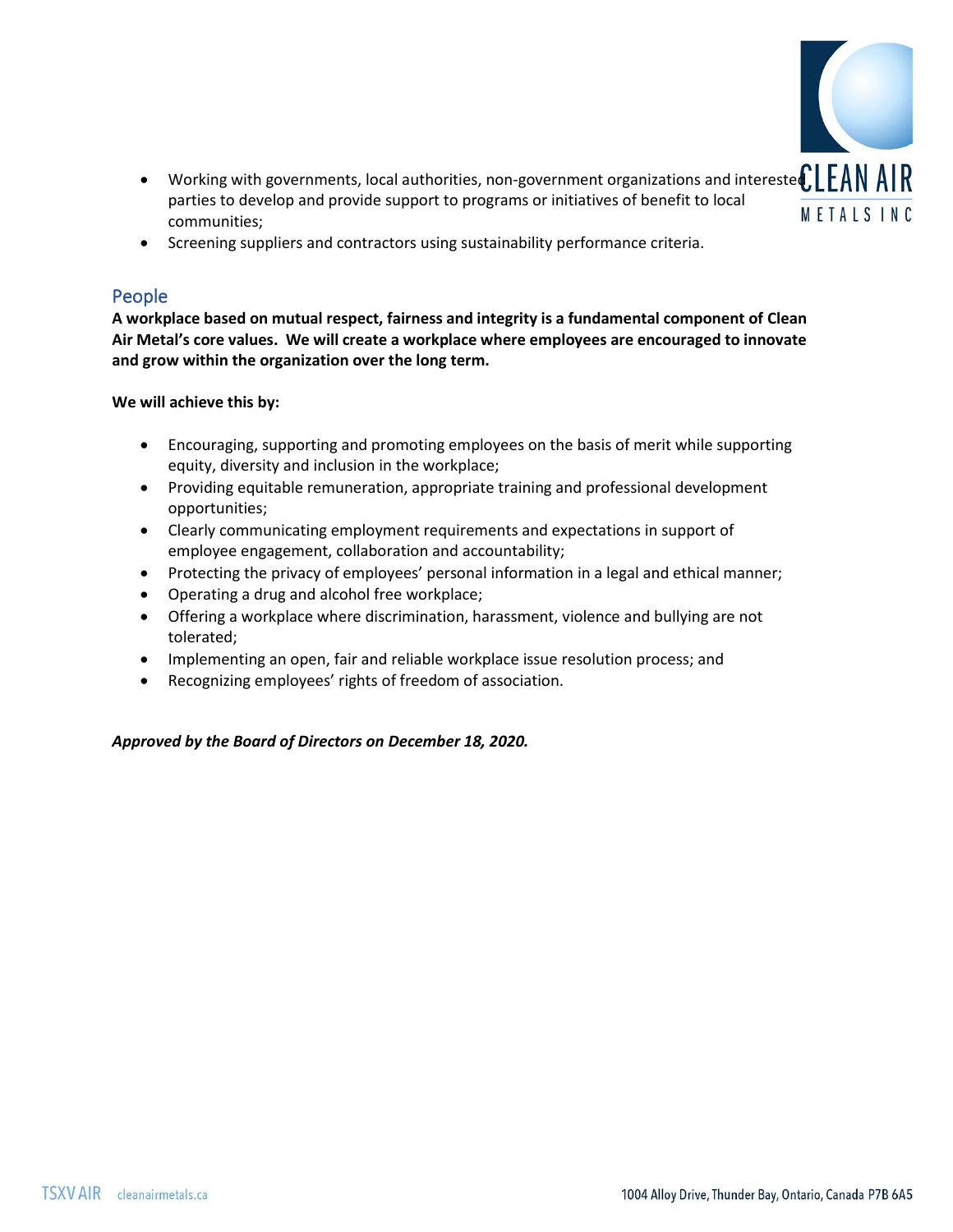- Working with governments, local authorities, non-government organizations and interested parties to develop and provide support to programs or initiatives of benefit to local communities;
- Screening suppliers and contractors using sustainability performance criteria.

## People

**A workplace based on mutual respect, fairness and integrity is a fundamental component of Clean Air Metal's core values. We will create a workplace where employees are encouraged to innovate and grow within the organization over the long term.**

**We will achieve this by:**

- Encouraging, supporting and promoting employees on the basis of merit while supporting equity, diversity and inclusion in the workplace;
- Providing equitable remuneration, appropriate training and professional development opportunities;
- Clearly communicating employment requirements and expectations in support of employee engagement, collaboration and accountability;
- Protecting the privacy of employees' personal information in a legal and ethical manner;
- Operating a drug and alcohol free workplace;
- Offering a workplace where discrimination, harassment, violence and bullying are not tolerated;
- Implementing an open, fair and reliable workplace issue resolution process; and
- Recognizing employees' rights of freedom of association.

***Approved by the Board of Directors on December 18, 2020.***